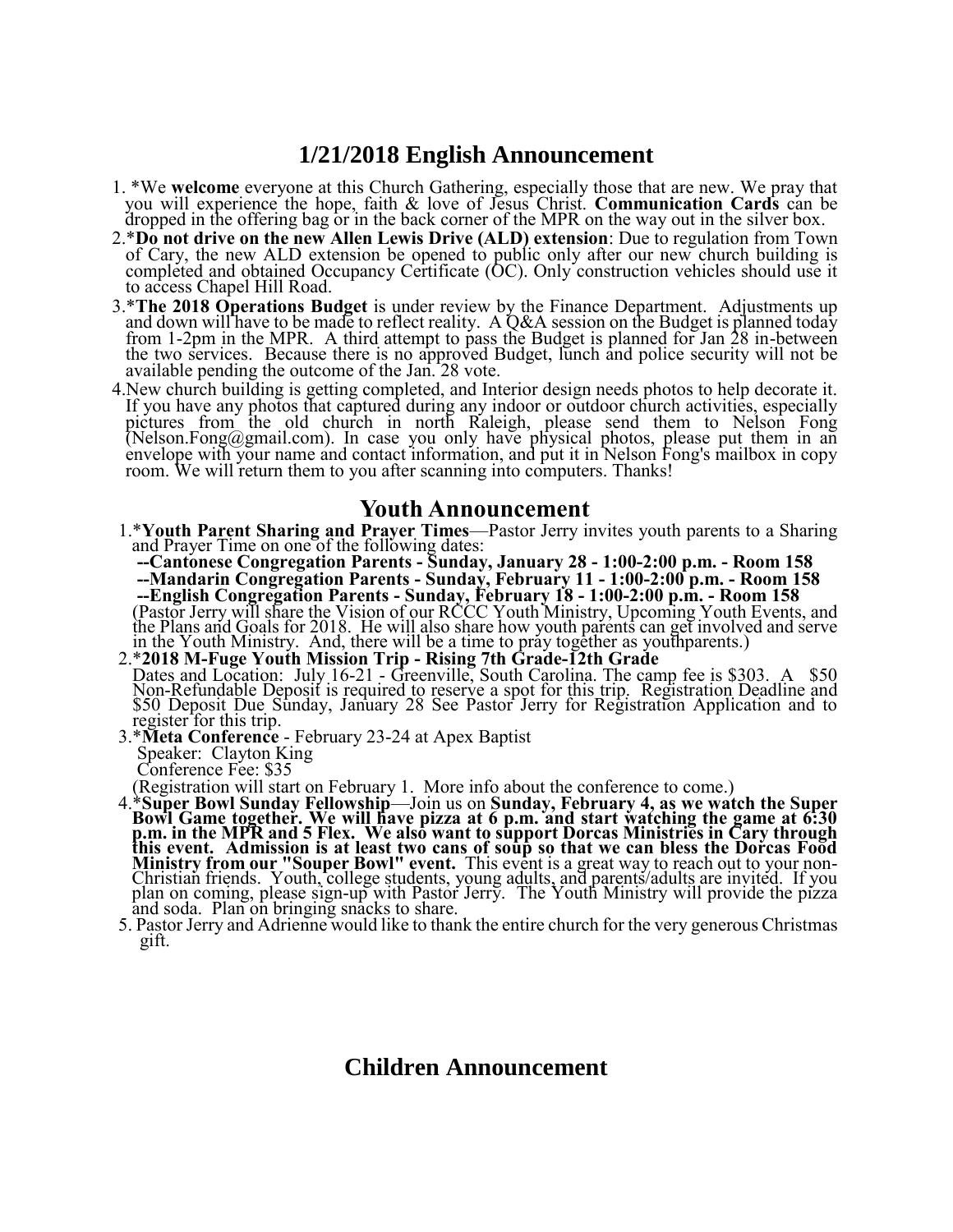# 1/21/2018 English Announcement

1. *We **welcome** everyone at this Church Gathering, especially those that are new. We pray that you will experience the hope, faith & love of Jesus Christ. **Communication Cards** can be dropped in the offering bag or in the back corner of the MPR on the way out in the silver box.
2. ***Do not drive on the new Allen Lewis Drive (ALD) extension**: Due to regulation from Town of Cary, the new ALD extension be opened to public only after our new church building is completed and obtained Occupancy Certificate (OC). Only construction vehicles should use it to access Chapel Hill Road.
3. ***The 2018 Operations Budget** is under review by the Finance Department. Adjustments up and down will have to be made to reflect reality. A Q&A session on the Budget is planned today from 1-2pm in the MPR. A third attempt to pass the Budget is planned for Jan 28 in-between the two services. Because there is no approved Budget, lunch and police security will not be available pending the outcome of the Jan. 28 vote.
4. New church building is getting completed, and Interior design needs photos to help decorate it. If you have any photos that captured during any indoor or outdoor church activities, especially pictures from the old church in north Raleigh, please send them to Nelson Fong (Nelson.Fong@gmail.com). In case you only have physical photos, please put them in an envelope with your name and contact information, and put it in Nelson Fong's mailbox in copy room. We will return them to you after scanning into computers. Thanks!

# Youth Announcement

1. ***Youth Parent Sharing and Prayer Times**—Pastor Jerry invites youth parents to a Sharing and Prayer Time on one of the following dates:
   **--Cantonese Congregation Parents - Sunday, January 28 - 1:00-2:00 p.m. - Room 158**
   **--Mandarin Congregation Parents - Sunday, February 11 - 1:00-2:00 p.m. - Room 158**
   **--English Congregation Parents - Sunday, February 18 - 1:00-2:00 p.m. - Room 158**
   (Pastor Jerry will share the Vision of our RCCC Youth Ministry, Upcoming Youth Events, and the Plans and Goals for 2018. He will also share how youth parents can get involved and serve in the Youth Ministry. And, there will be a time to pray together as youthparents.)
2. ***2018 M-Fuge Youth Mission Trip - Rising 7th Grade-12th Grade**
   Dates and Location: July 16-21 - Greenville, South Carolina. The camp fee is $303. A $50 Non-Refundable Deposit is required to reserve a spot for this trip. Registration Deadline and $50 Deposit Due Sunday, January 28 See Pastor Jerry for Registration Application and to register for this trip.
3. ***Meta Conference** - February 23-24 at Apex Baptist
   Speaker: Clayton King
   Conference Fee: $35
   (Registration will start on February 1. More info about the conference to come.)
4. ***Super Bowl Sunday Fellowship**—Join us on **Sunday, February 4, as we watch the Super Bowl Game together. We will have pizza at 6 p.m. and start watching the game at 6:30 p.m. in the MPR and 5 Flex. We also want to support Dorcas Ministries in Cary through this event. Admission is at least two cans of soup so that we can bless the Dorcas Food Ministry from our "Souper Bowl" event.** This event is a great way to reach out to your non-Christian friends. Youth, college students, young adults, and parents/adults are invited. If you plan on coming, please sign-up with Pastor Jerry. The Youth Ministry will provide the pizza and soda. Plan on bringing snacks to share.
5. Pastor Jerry and Adrienne would like to thank the entire church for the very generous Christmas gift.

# Children Announcement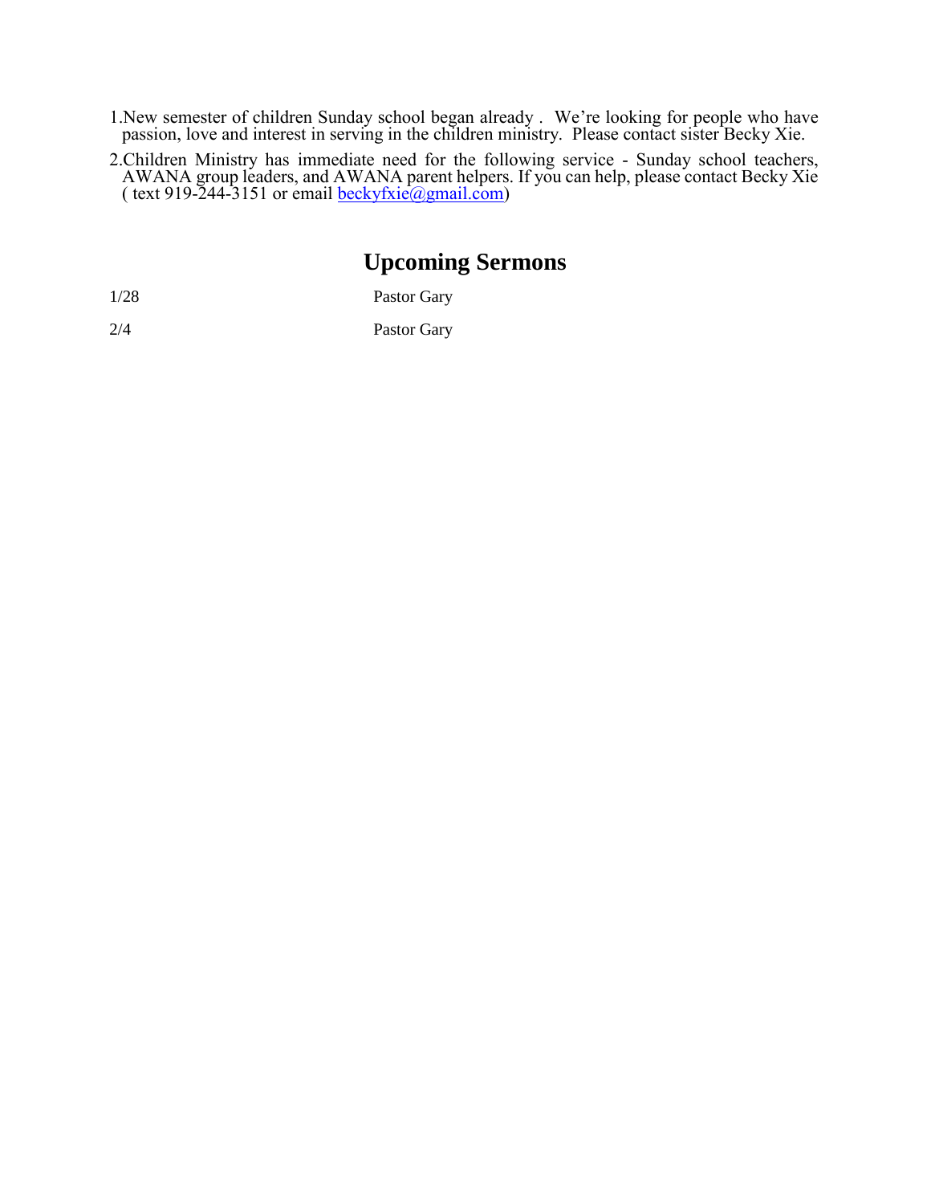1. New semester of children Sunday school began already . We're looking for people who have passion, love and interest in serving in the children ministry. Please contact sister Becky Xie.
2. Children Ministry has immediate need for the following service - Sunday school teachers, AWANA group leaders, and AWANA parent helpers. If you can help, please contact Becky Xie ( text 919-244-3151 or email beckyfxie@gmail.com)

## Upcoming Sermons

| | |
|---|---|
| 1/28 | Pastor Gary |
| 2/4 | Pastor Gary |